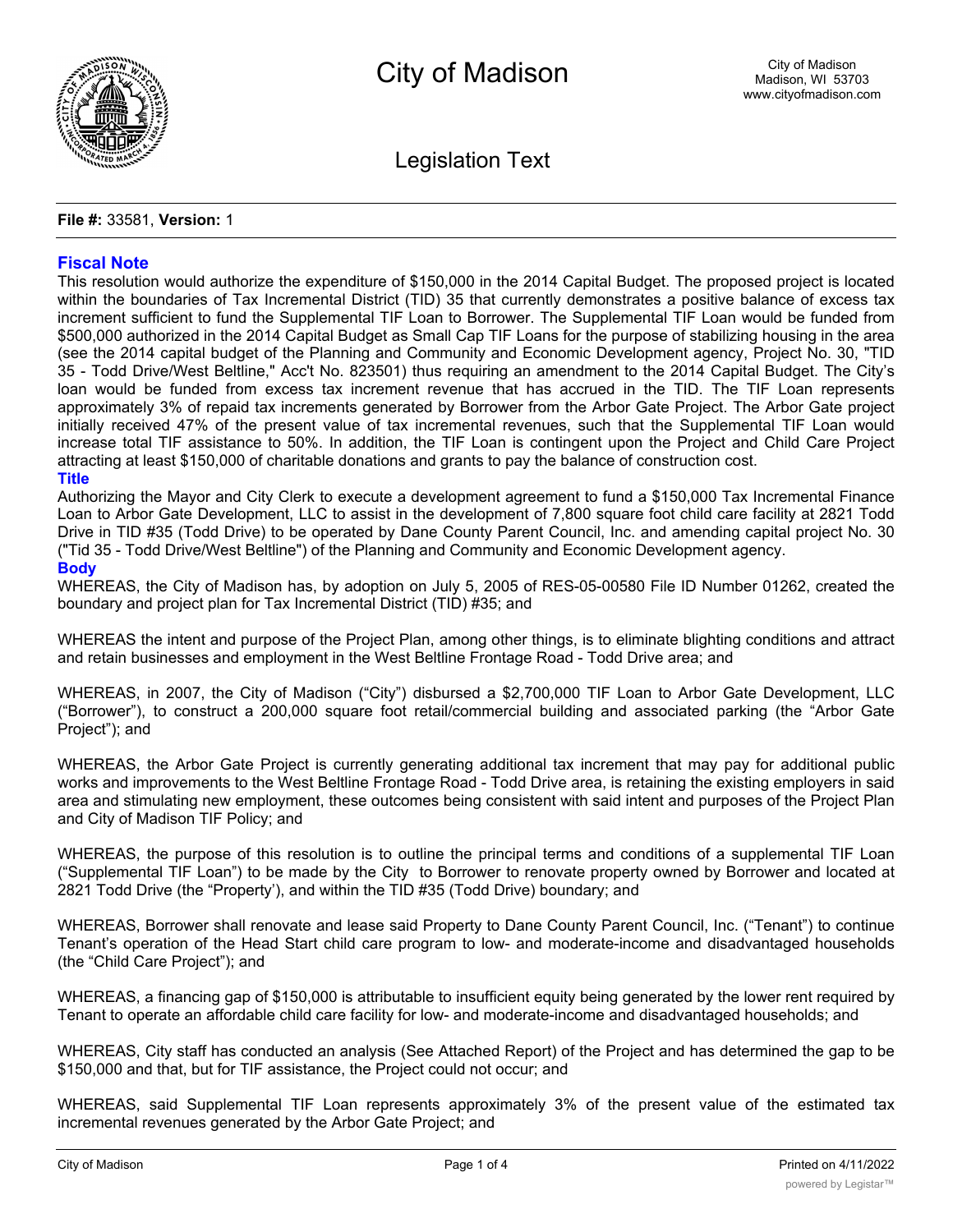# City of Madison

City of Madison
Madison, WI 53703
www.cityofmadison.com

## Legislation Text

**File #:** 33581, **Version:** 1

### Fiscal Note

This resolution would authorize the expenditure of $150,000 in the 2014 Capital Budget. The proposed project is located within the boundaries of Tax Incremental District (TID) 35 that currently demonstrates a positive balance of excess tax increment sufficient to fund the Supplemental TIF Loan to Borrower. The Supplemental TIF Loan would be funded from $500,000 authorized in the 2014 Capital Budget as Small Cap TIF Loans for the purpose of stabilizing housing in the area (see the 2014 capital budget of the Planning and Community and Economic Development agency, Project No. 30, "TID 35 - Todd Drive/West Beltline," Acc't No. 823501) thus requiring an amendment to the 2014 Capital Budget. The City's loan would be funded from excess tax increment revenue that has accrued in the TID. The TIF Loan represents approximately 3% of repaid tax increments generated by Borrower from the Arbor Gate Project. The Arbor Gate project initially received 47% of the present value of tax incremental revenues, such that the Supplemental TIF Loan would increase total TIF assistance to 50%. In addition, the TIF Loan is contingent upon the Project and Child Care Project attracting at least $150,000 of charitable donations and grants to pay the balance of construction cost.

### Title

Authorizing the Mayor and City Clerk to execute a development agreement to fund a $150,000 Tax Incremental Finance Loan to Arbor Gate Development, LLC to assist in the development of 7,800 square foot child care facility at 2821 Todd Drive in TID #35 (Todd Drive) to be operated by Dane County Parent Council, Inc. and amending capital project No. 30 ("Tid 35 - Todd Drive/West Beltline") of the Planning and Community and Economic Development agency.

### Body

WHEREAS, the City of Madison has, by adoption on July 5, 2005 of RES-05-00580 File ID Number 01262, created the boundary and project plan for Tax Incremental District (TID) #35; and

WHEREAS the intent and purpose of the Project Plan, among other things, is to eliminate blighting conditions and attract and retain businesses and employment in the West Beltline Frontage Road - Todd Drive area; and

WHEREAS, in 2007, the City of Madison ("City") disbursed a $2,700,000 TIF Loan to Arbor Gate Development, LLC ("Borrower"), to construct a 200,000 square foot retail/commercial building and associated parking (the "Arbor Gate Project"); and

WHEREAS, the Arbor Gate Project is currently generating additional tax increment that may pay for additional public works and improvements to the West Beltline Frontage Road - Todd Drive area, is retaining the existing employers in said area and stimulating new employment, these outcomes being consistent with said intent and purposes of the Project Plan and City of Madison TIF Policy; and

WHEREAS, the purpose of this resolution is to outline the principal terms and conditions of a supplemental TIF Loan ("Supplemental TIF Loan") to be made by the City to Borrower to renovate property owned by Borrower and located at 2821 Todd Drive (the "Property'), and within the TID #35 (Todd Drive) boundary; and

WHEREAS, Borrower shall renovate and lease said Property to Dane County Parent Council, Inc. ("Tenant") to continue Tenant's operation of the Head Start child care program to low- and moderate-income and disadvantaged households (the "Child Care Project"); and

WHEREAS, a financing gap of $150,000 is attributable to insufficient equity being generated by the lower rent required by Tenant to operate an affordable child care facility for low- and moderate-income and disadvantaged households; and

WHEREAS, City staff has conducted an analysis (See Attached Report) of the Project and has determined the gap to be $150,000 and that, but for TIF assistance, the Project could not occur; and

WHEREAS, said Supplemental TIF Loan represents approximately 3% of the present value of the estimated tax incremental revenues generated by the Arbor Gate Project; and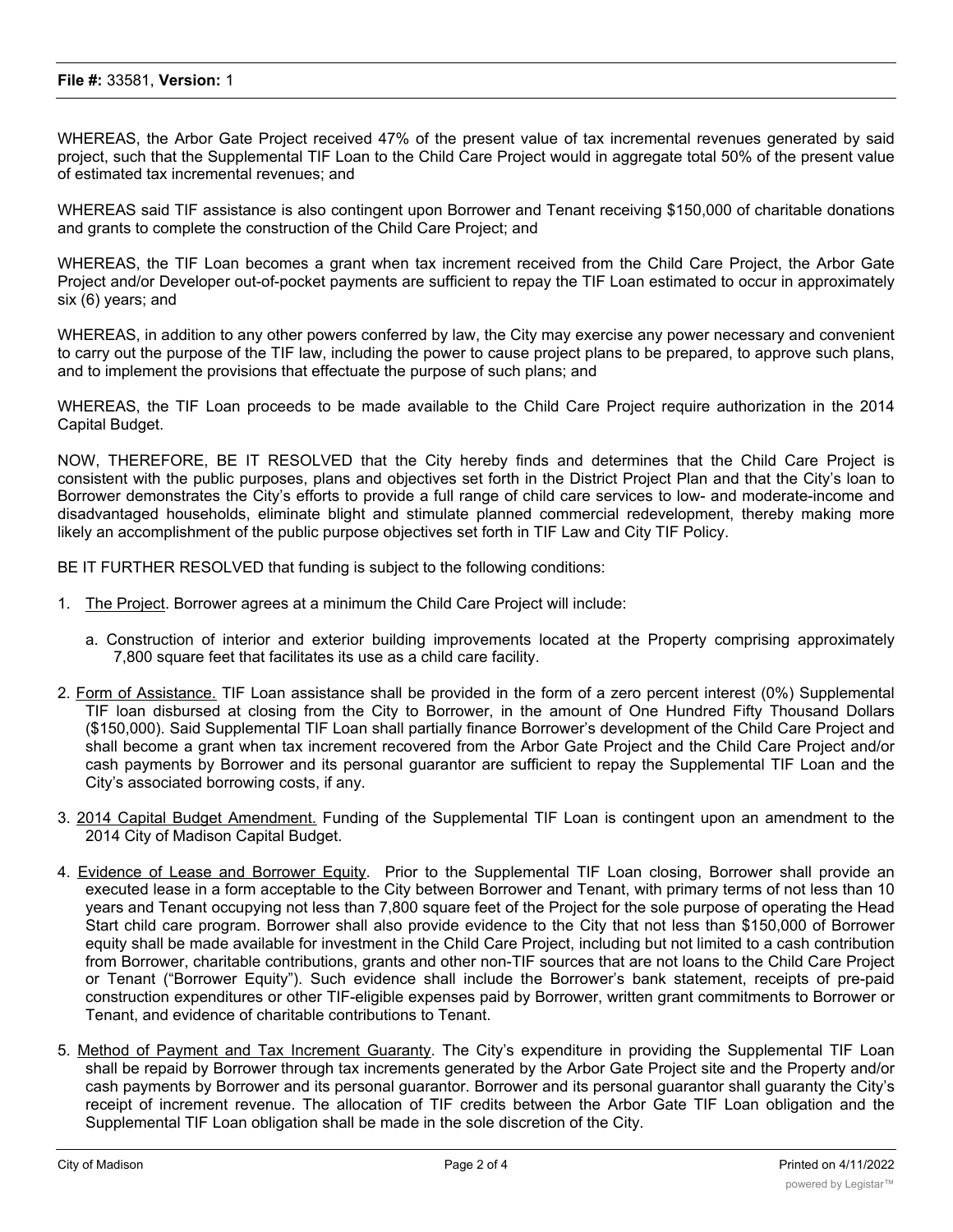WHEREAS, the Arbor Gate Project received 47% of the present value of tax incremental revenues generated by said project, such that the Supplemental TIF Loan to the Child Care Project would in aggregate total 50% of the present value of estimated tax incremental revenues; and

WHEREAS said TIF assistance is also contingent upon Borrower and Tenant receiving $150,000 of charitable donations and grants to complete the construction of the Child Care Project; and

WHEREAS, the TIF Loan becomes a grant when tax increment received from the Child Care Project, the Arbor Gate Project and/or Developer out-of-pocket payments are sufficient to repay the TIF Loan estimated to occur in approximately six (6) years; and

WHEREAS, in addition to any other powers conferred by law, the City may exercise any power necessary and convenient to carry out the purpose of the TIF law, including the power to cause project plans to be prepared, to approve such plans, and to implement the provisions that effectuate the purpose of such plans; and

WHEREAS, the TIF Loan proceeds to be made available to the Child Care Project require authorization in the 2014 Capital Budget.

NOW, THEREFORE, BE IT RESOLVED that the City hereby finds and determines that the Child Care Project is consistent with the public purposes, plans and objectives set forth in the District Project Plan and that the City's loan to Borrower demonstrates the City's efforts to provide a full range of child care services to low- and moderate-income and disadvantaged households, eliminate blight and stimulate planned commercial redevelopment, thereby making more likely an accomplishment of the public purpose objectives set forth in TIF Law and City TIF Policy.

BE IT FURTHER RESOLVED that funding is subject to the following conditions:

1. The Project. Borrower agrees at a minimum the Child Care Project will include:

   a. Construction of interior and exterior building improvements located at the Property comprising approximately 7,800 square feet that facilitates its use as a child care facility.

2. Form of Assistance. TIF Loan assistance shall be provided in the form of a zero percent interest (0%) Supplemental TIF loan disbursed at closing from the City to Borrower, in the amount of One Hundred Fifty Thousand Dollars ($150,000). Said Supplemental TIF Loan shall partially finance Borrower's development of the Child Care Project and shall become a grant when tax increment recovered from the Arbor Gate Project and the Child Care Project and/or cash payments by Borrower and its personal guarantor are sufficient to repay the Supplemental TIF Loan and the City's associated borrowing costs, if any.

3. 2014 Capital Budget Amendment. Funding of the Supplemental TIF Loan is contingent upon an amendment to the 2014 City of Madison Capital Budget.

4. Evidence of Lease and Borrower Equity. Prior to the Supplemental TIF Loan closing, Borrower shall provide an executed lease in a form acceptable to the City between Borrower and Tenant, with primary terms of not less than 10 years and Tenant occupying not less than 7,800 square feet of the Project for the sole purpose of operating the Head Start child care program. Borrower shall also provide evidence to the City that not less than $150,000 of Borrower equity shall be made available for investment in the Child Care Project, including but not limited to a cash contribution from Borrower, charitable contributions, grants and other non-TIF sources that are not loans to the Child Care Project or Tenant ("Borrower Equity"). Such evidence shall include the Borrower's bank statement, receipts of pre-paid construction expenditures or other TIF-eligible expenses paid by Borrower, written grant commitments to Borrower or Tenant, and evidence of charitable contributions to Tenant.

5. Method of Payment and Tax Increment Guaranty. The City's expenditure in providing the Supplemental TIF Loan shall be repaid by Borrower through tax increments generated by the Arbor Gate Project site and the Property and/or cash payments by Borrower and its personal guarantor. Borrower and its personal guarantor shall guaranty the City's receipt of increment revenue. The allocation of TIF credits between the Arbor Gate TIF Loan obligation and the Supplemental TIF Loan obligation shall be made in the sole discretion of the City.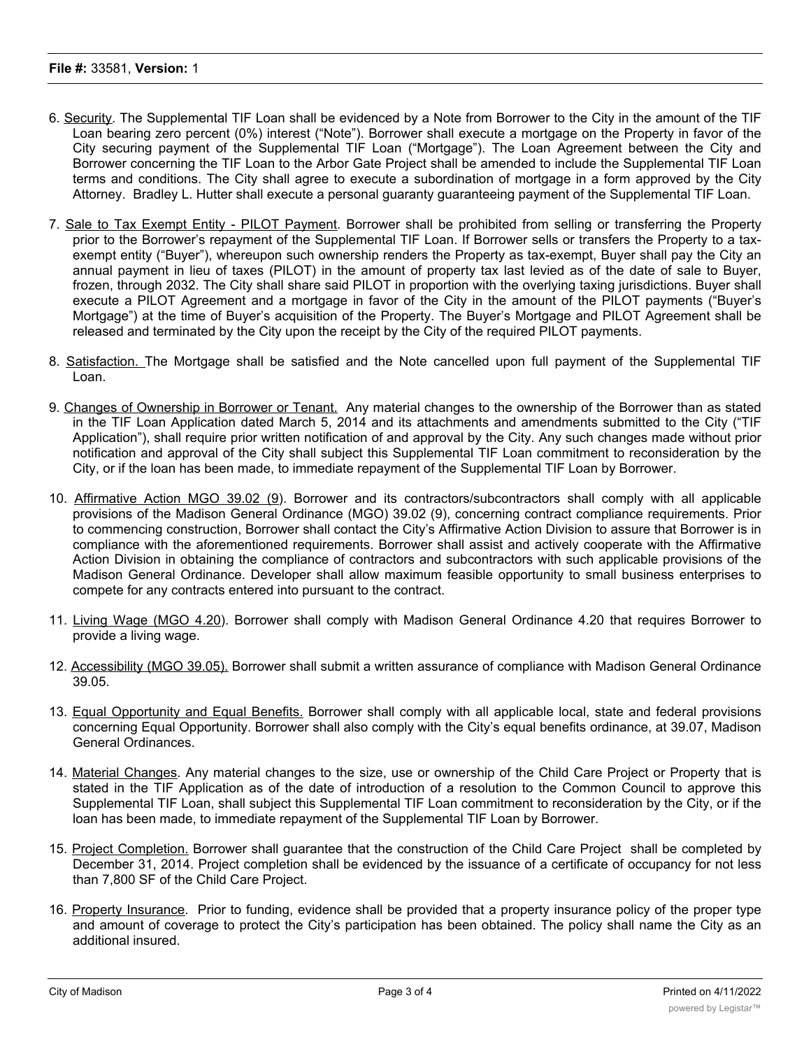6. Security. The Supplemental TIF Loan shall be evidenced by a Note from Borrower to the City in the amount of the TIF Loan bearing zero percent (0%) interest ("Note"). Borrower shall execute a mortgage on the Property in favor of the City securing payment of the Supplemental TIF Loan ("Mortgage"). The Loan Agreement between the City and Borrower concerning the TIF Loan to the Arbor Gate Project shall be amended to include the Supplemental TIF Loan terms and conditions. The City shall agree to execute a subordination of mortgage in a form approved by the City Attorney. Bradley L. Hutter shall execute a personal guaranty guaranteeing payment of the Supplemental TIF Loan.

7. Sale to Tax Exempt Entity - PILOT Payment. Borrower shall be prohibited from selling or transferring the Property prior to the Borrower's repayment of the Supplemental TIF Loan. If Borrower sells or transfers the Property to a tax-exempt entity ("Buyer"), whereupon such ownership renders the Property as tax-exempt, Buyer shall pay the City an annual payment in lieu of taxes (PILOT) in the amount of property tax last levied as of the date of sale to Buyer, frozen, through 2032. The City shall share said PILOT in proportion with the overlying taxing jurisdictions. Buyer shall execute a PILOT Agreement and a mortgage in favor of the City in the amount of the PILOT payments ("Buyer's Mortgage") at the time of Buyer's acquisition of the Property. The Buyer's Mortgage and PILOT Agreement shall be released and terminated by the City upon the receipt by the City of the required PILOT payments.

8. Satisfaction. The Mortgage shall be satisfied and the Note cancelled upon full payment of the Supplemental TIF Loan.

9. Changes of Ownership in Borrower or Tenant. Any material changes to the ownership of the Borrower than as stated in the TIF Loan Application dated March 5, 2014 and its attachments and amendments submitted to the City ("TIF Application"), shall require prior written notification of and approval by the City. Any such changes made without prior notification and approval of the City shall subject this Supplemental TIF Loan commitment to reconsideration by the City, or if the loan has been made, to immediate repayment of the Supplemental TIF Loan by Borrower.

10. Affirmative Action MGO 39.02 (9). Borrower and its contractors/subcontractors shall comply with all applicable provisions of the Madison General Ordinance (MGO) 39.02 (9), concerning contract compliance requirements. Prior to commencing construction, Borrower shall contact the City's Affirmative Action Division to assure that Borrower is in compliance with the aforementioned requirements. Borrower shall assist and actively cooperate with the Affirmative Action Division in obtaining the compliance of contractors and subcontractors with such applicable provisions of the Madison General Ordinance. Developer shall allow maximum feasible opportunity to small business enterprises to compete for any contracts entered into pursuant to the contract.

11. Living Wage (MGO 4.20). Borrower shall comply with Madison General Ordinance 4.20 that requires Borrower to provide a living wage.

12. Accessibility (MGO 39.05). Borrower shall submit a written assurance of compliance with Madison General Ordinance 39.05.

13. Equal Opportunity and Equal Benefits. Borrower shall comply with all applicable local, state and federal provisions concerning Equal Opportunity. Borrower shall also comply with the City's equal benefits ordinance, at 39.07, Madison General Ordinances.

14. Material Changes. Any material changes to the size, use or ownership of the Child Care Project or Property that is stated in the TIF Application as of the date of introduction of a resolution to the Common Council to approve this Supplemental TIF Loan, shall subject this Supplemental TIF Loan commitment to reconsideration by the City, or if the loan has been made, to immediate repayment of the Supplemental TIF Loan by Borrower.

15. Project Completion. Borrower shall guarantee that the construction of the Child Care Project shall be completed by December 31, 2014. Project completion shall be evidenced by the issuance of a certificate of occupancy for not less than 7,800 SF of the Child Care Project.

16. Property Insurance. Prior to funding, evidence shall be provided that a property insurance policy of the proper type and amount of coverage to protect the City's participation has been obtained. The policy shall name the City as an additional insured.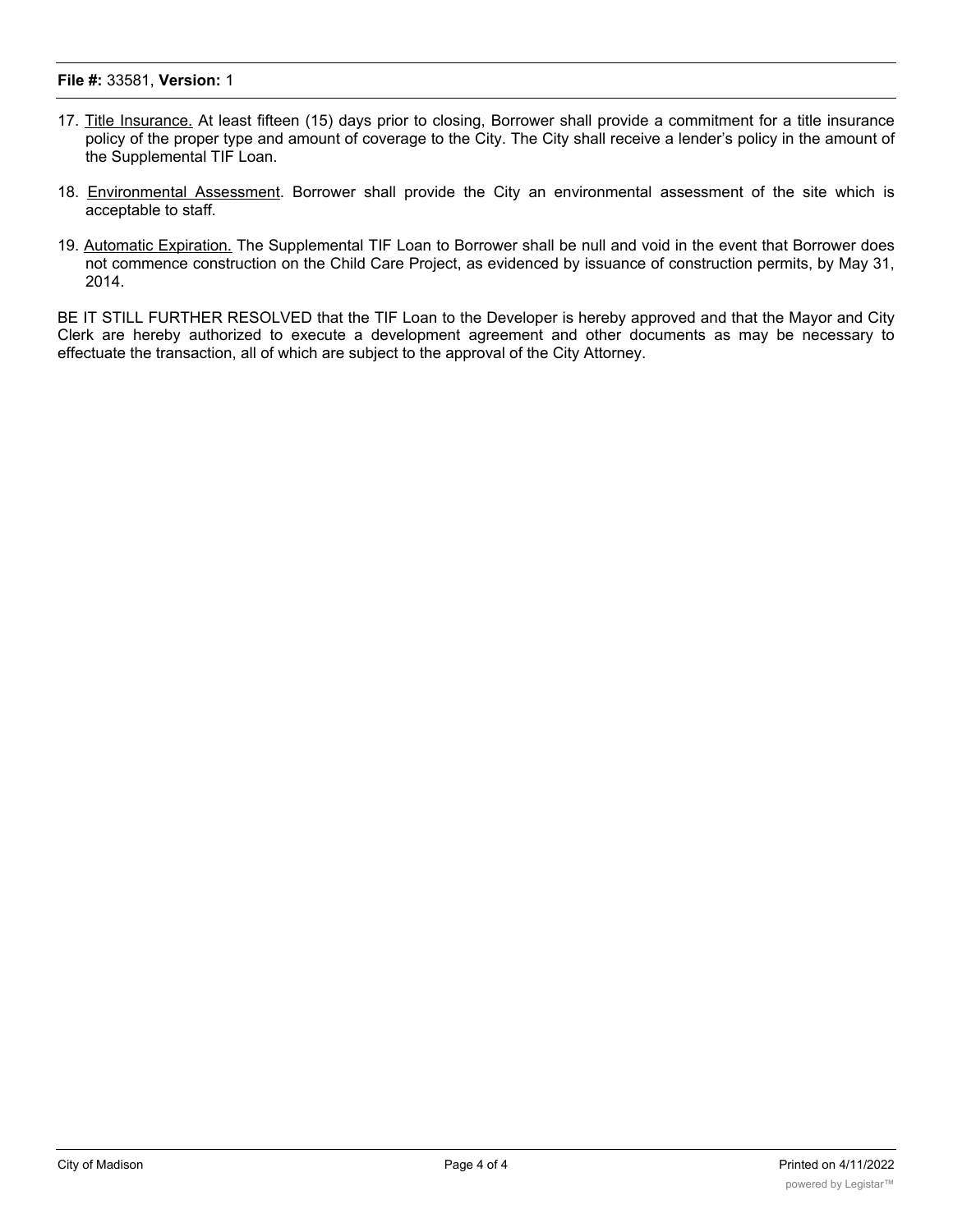17. Title Insurance. At least fifteen (15) days prior to closing, Borrower shall provide a commitment for a title insurance policy of the proper type and amount of coverage to the City. The City shall receive a lender's policy in the amount of the Supplemental TIF Loan.

18. Environmental Assessment. Borrower shall provide the City an environmental assessment of the site which is acceptable to staff.

19. Automatic Expiration. The Supplemental TIF Loan to Borrower shall be null and void in the event that Borrower does not commence construction on the Child Care Project, as evidenced by issuance of construction permits, by May 31, 2014.

BE IT STILL FURTHER RESOLVED that the TIF Loan to the Developer is hereby approved and that the Mayor and City Clerk are hereby authorized to execute a development agreement and other documents as may be necessary to effectuate the transaction, all of which are subject to the approval of the City Attorney.